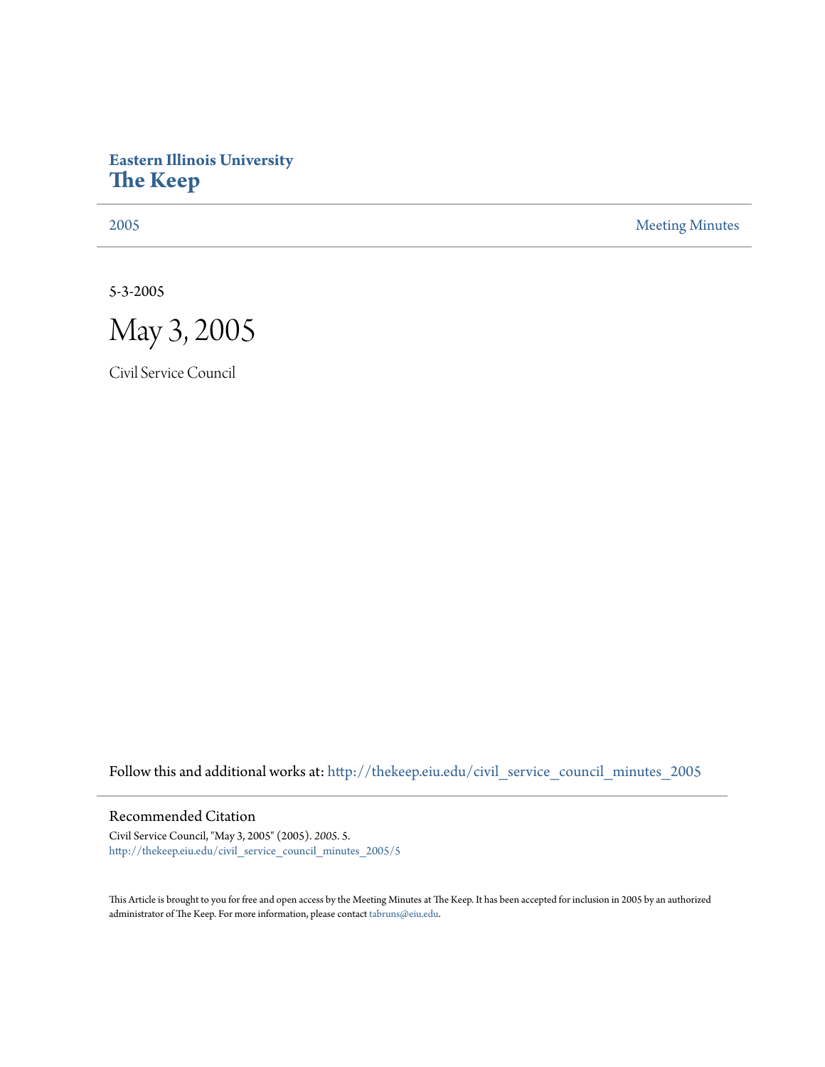**Eastern Illinois University**
# The Keep

2005 | Meeting Minutes

5-3-2005

# May 3, 2005

Civil Service Council

Follow this and additional works at: http://thekeep.eiu.edu/civil_service_council_minutes_2005

## Recommended Citation

Civil Service Council, "May 3, 2005" (2005). *2005*. 5.
http://thekeep.eiu.edu/civil_service_council_minutes_2005/5

This Article is brought to you for free and open access by the Meeting Minutes at The Keep. It has been accepted for inclusion in 2005 by an authorized administrator of The Keep. For more information, please contact tabruns@eiu.edu.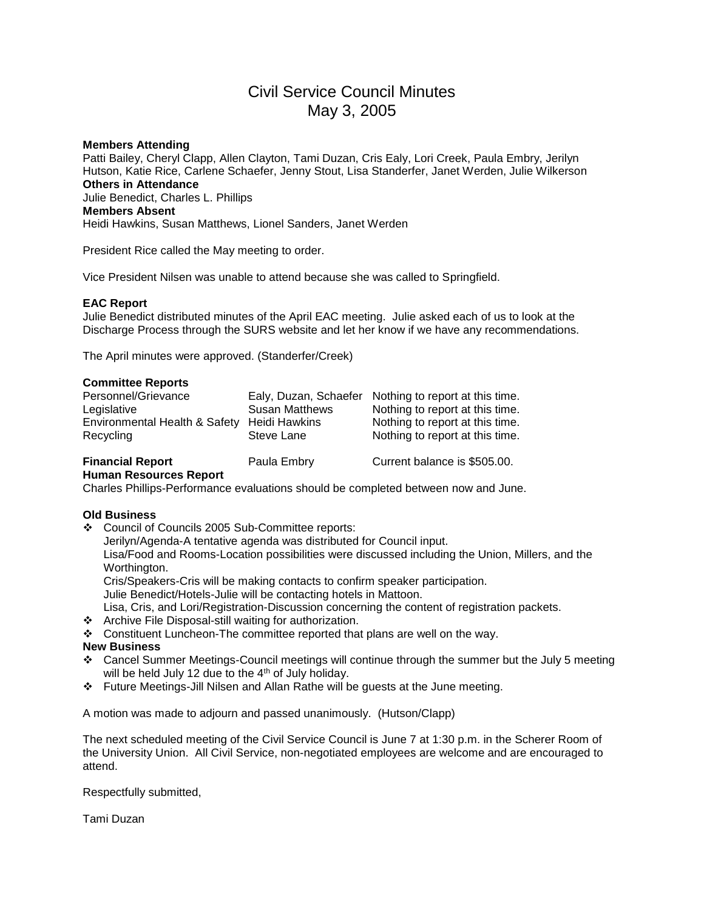# Civil Service Council Minutes
# May 3, 2005

**Members Attending**
Patti Bailey, Cheryl Clapp, Allen Clayton, Tami Duzan, Cris Ealy, Lori Creek, Paula Embry, Jerilyn Hutson, Katie Rice, Carlene Schaefer, Jenny Stout, Lisa Standerfer, Janet Werden, Julie Wilkerson
**Others in Attendance**
Julie Benedict, Charles L. Phillips
**Members Absent**
Heidi Hawkins, Susan Matthews, Lionel Sanders, Janet Werden

President Rice called the May meeting to order.

Vice President Nilsen was unable to attend because she was called to Springfield.

**EAC Report**
Julie Benedict distributed minutes of the April EAC meeting. Julie asked each of us to look at the Discharge Process through the SURS website and let her know if we have any recommendations.

The April minutes were approved. (Standerfer/Creek)

**Committee Reports**

| | | |
|---|---|---|
| Personnel/Grievance | Ealy, Duzan, Schaefer | Nothing to report at this time. |
| Legislative | Susan Matthews | Nothing to report at this time. |
| Environmental Health & Safety | Heidi Hawkins | Nothing to report at this time. |
| Recycling | Steve Lane | Nothing to report at this time. |
| **Financial Report** | Paula Embry | Current balance is $505.00. |

**Human Resources Report**
Charles Phillips-Performance evaluations should be completed between now and June.

**Old Business**
- Council of Councils 2005 Sub-Committee reports:
  Jerilyn/Agenda-A tentative agenda was distributed for Council input.
  Lisa/Food and Rooms-Location possibilities were discussed including the Union, Millers, and the Worthington.
  Cris/Speakers-Cris will be making contacts to confirm speaker participation.
  Julie Benedict/Hotels-Julie will be contacting hotels in Mattoon.
  Lisa, Cris, and Lori/Registration-Discussion concerning the content of registration packets.
- Archive File Disposal-still waiting for authorization.
- Constituent Luncheon-The committee reported that plans are well on the way.

**New Business**
- Cancel Summer Meetings-Council meetings will continue through the summer but the July 5 meeting will be held July 12 due to the 4th of July holiday.
- Future Meetings-Jill Nilsen and Allan Rathe will be guests at the June meeting.

A motion was made to adjourn and passed unanimously. (Hutson/Clapp)

The next scheduled meeting of the Civil Service Council is June 7 at 1:30 p.m. in the Scherer Room of the University Union. All Civil Service, non-negotiated employees are welcome and are encouraged to attend.

Respectfully submitted,

Tami Duzan